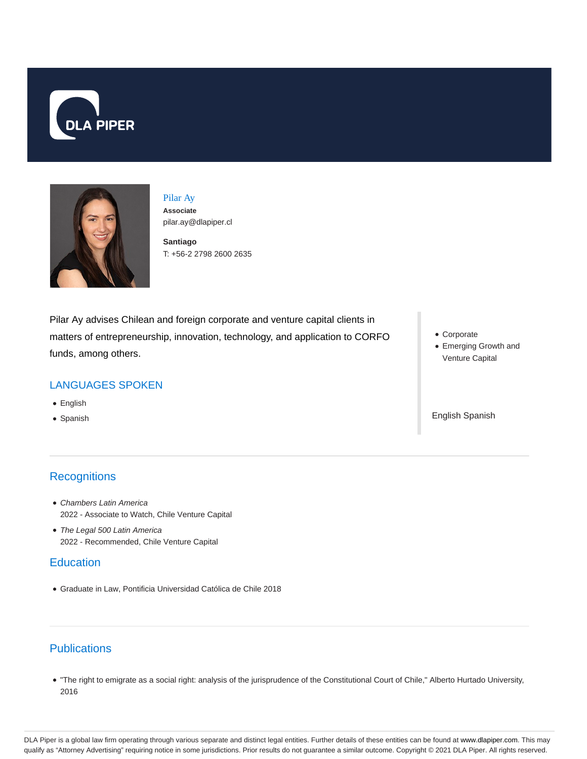DLA PIPER

# Pilar Ay

**Associate**
pilar.ay@dlapiper.cl

**Santiago**
T: +56-2 2798 2600 2635

Pilar Ay advises Chilean and foreign corporate and venture capital clients in matters of entrepreneurship, innovation, technology, and application to CORFO funds, among others.

- Corporate
- Emerging Growth and Venture Capital

## LANGUAGES SPOKEN

- English
- Spanish

English Spanish

## Recognitions

- *Chambers Latin America*
  2022 - Associate to Watch, Chile Venture Capital
- *The Legal 500 Latin America*
  2022 - Recommended, Chile Venture Capital

## Education

- Graduate in Law, Pontificia Universidad Católica de Chile 2018

## Publications

- "The right to emigrate as a social right: analysis of the jurisprudence of the Constitutional Court of Chile," Alberto Hurtado University, 2016

DLA Piper is a global law firm operating through various separate and distinct legal entities. Further details of these entities can be found at www.dlapiper.com. This may qualify as "Attorney Advertising" requiring notice in some jurisdictions. Prior results do not guarantee a similar outcome. Copyright © 2021 DLA Piper. All rights reserved.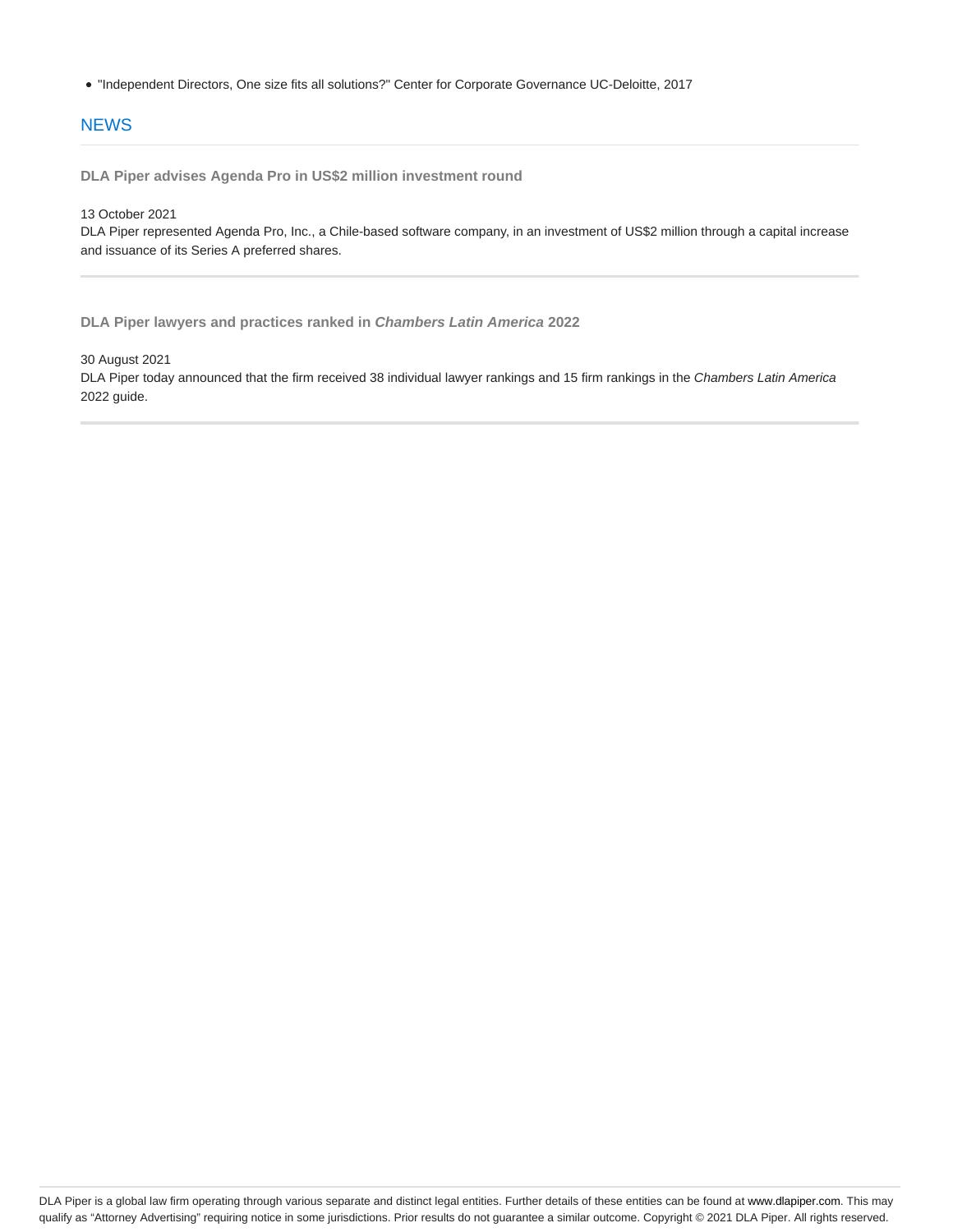- "Independent Directors, One size fits all solutions?" Center for Corporate Governance UC-Deloitte, 2017

## NEWS

**DLA Piper advises Agenda Pro in US$2 million investment round**

13 October 2021

DLA Piper represented Agenda Pro, Inc., a Chile-based software company, in an investment of US$2 million through a capital increase and issuance of its Series A preferred shares.

**DLA Piper lawyers and practices ranked in *Chambers Latin America* 2022**

30 August 2021

DLA Piper today announced that the firm received 38 individual lawyer rankings and 15 firm rankings in the *Chambers Latin America* 2022 guide.

DLA Piper is a global law firm operating through various separate and distinct legal entities. Further details of these entities can be found at www.dlapiper.com. This may qualify as "Attorney Advertising" requiring notice in some jurisdictions. Prior results do not guarantee a similar outcome. Copyright © 2021 DLA Piper. All rights reserved.